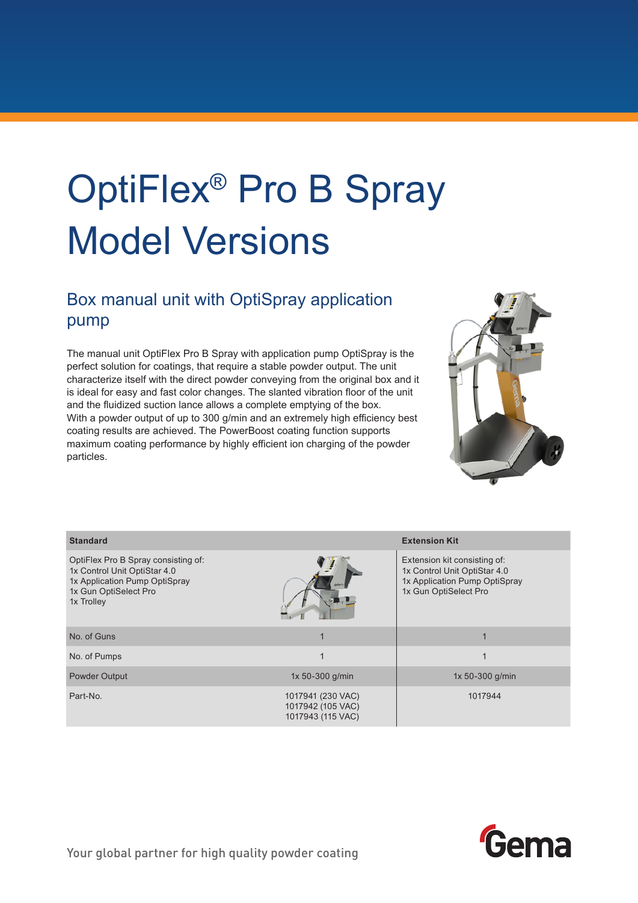# OptiFlex® Pro B Spray Model Versions

## Box manual unit with OptiSpray application pump

The manual unit OptiFlex Pro B Spray with application pump OptiSpray is the perfect solution for coatings, that require a stable powder output. The unit characterize itself with the direct powder conveying from the original box and it is ideal for easy and fast color changes. The slanted vibration floor of the unit and the fluidized suction lance allows a complete emptying of the box.
With a powder output of up to 300 g/min and an extremely high efficiency best coating results are achieved. The PowerBoost coating function supports maximum coating performance by highly efficient ion charging of the powder particles.

| Standard | | Extension Kit |
|---|---|---|
| OptiFlex Pro B Spray consisting of:<br>1x Control Unit OptiStar 4.0<br>1x Application Pump OptiSpray<br>1x Gun OptiSelect Pro<br>1x Trolley | | Extension kit consisting of:<br>1x Control Unit OptiStar 4.0<br>1x Application Pump OptiSpray<br>1x Gun OptiSelect Pro |
| No. of Guns | 1 | 1 |
| No. of Pumps | 1 | 1 |
| Powder Output | 1x 50-300 g/min | 1x 50-300 g/min |
| Part-No. | 1017941 (230 VAC)<br>1017942 (105 VAC)<br>1017943 (115 VAC) | 1017944 |

Your global partner for high quality powder coating

Gema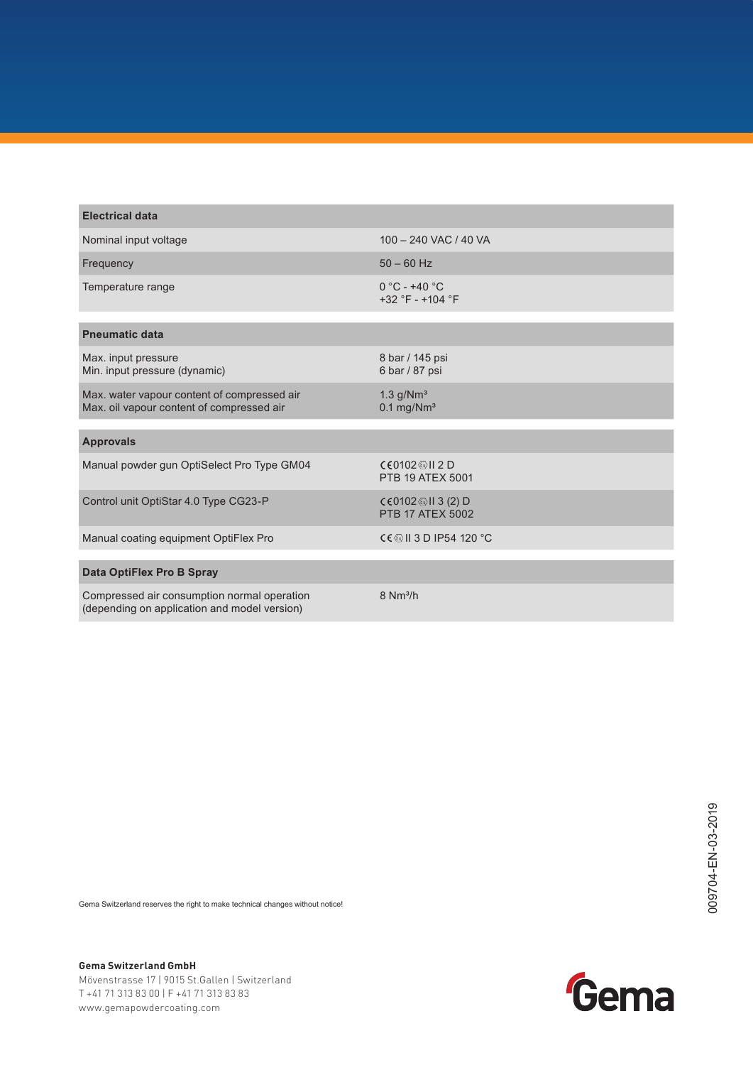| | |
|---|---|
| **Electrical data** | |
| Nominal input voltage | 100 – 240 VAC / 40 VA |
| Frequency | 50 – 60 Hz |
| Temperature range | 0 °C - +40 °C<br>+32 °F - +104 °F |
| **Pneumatic data** | |
| Max. input pressure<br>Min. input pressure (dynamic) | 8 bar / 145 psi<br>6 bar / 87 psi |
| Max. water vapour content of compressed air<br>Max. oil vapour content of compressed air | 1.3 g/Nm³<br>0.1 mg/Nm³ |
| **Approvals** | |
| Manual powder gun OptiSelect Pro Type GM04 | CE0102 Ex II 2 D<br>PTB 19 ATEX 5001 |
| Control unit OptiStar 4.0 Type CG23-P | CE0102 Ex II 3 (2) D<br>PTB 17 ATEX 5002 |
| Manual coating equipment OptiFlex Pro | CE Ex II 3 D IP54 120 °C |
| **Data OptiFlex Pro B Spray** | |
| Compressed air consumption normal operation<br>(depending on application and model version) | 8 Nm³/h |

Gema Switzerland reserves the right to make technical changes without notice!

009704-EN-03-2019

**Gema Switzerland GmbH**
Mövenstrasse 17 | 9015 St.Gallen | Switzerland
T +41 71 313 83 00 | F +41 71 313 83 83
www.gemapowdercoating.com

Gema